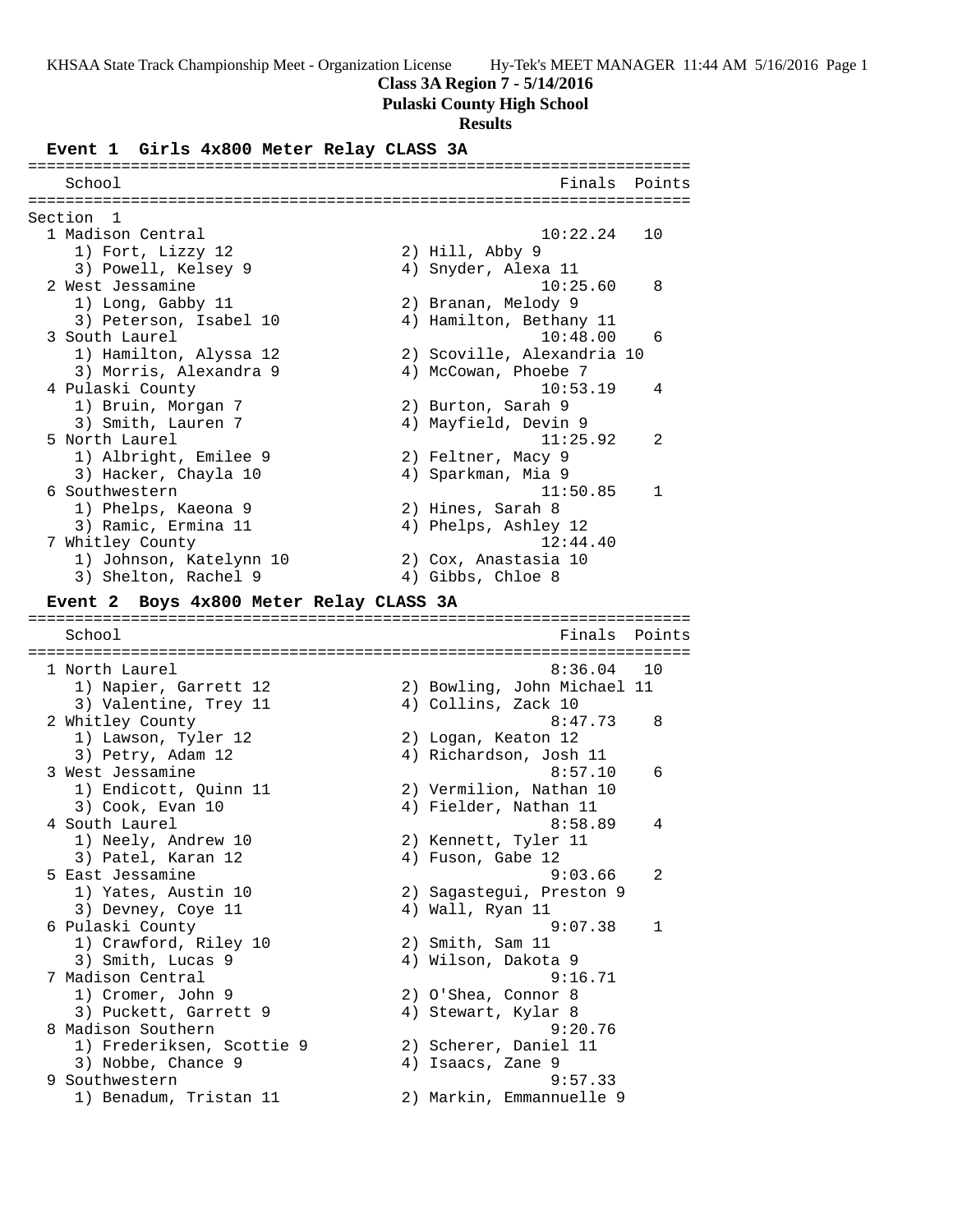# Class 3A Region 7 - 5/14/2016

**Pulaski County High School**

**Results**

## Event 1 Girls 4x800 Meter Relay CLASS 3A

| School | Finals | Points |
|---|---|---|
| **Section 1** | | |
| 1 Madison Central | 10:22.24 | 10 |
| 1) Fort, Lizzy 12; 2) Hill, Abby 9; 3) Powell, Kelsey 9; 4) Snyder, Alexa 11 | | |
| 2 West Jessamine | 10:25.60 | 8 |
| 1) Long, Gabby 11; 2) Branan, Melody 9; 3) Peterson, Isabel 10; 4) Hamilton, Bethany 11 | | |
| 3 South Laurel | 10:48.00 | 6 |
| 1) Hamilton, Alyssa 12; 2) Scoville, Alexandria 10; 3) Morris, Alexandra 9; 4) McCowan, Phoebe 7 | | |
| 4 Pulaski County | 10:53.19 | 4 |
| 1) Bruin, Morgan 7; 2) Burton, Sarah 9; 3) Smith, Lauren 7; 4) Mayfield, Devin 9 | | |
| 5 North Laurel | 11:25.92 | 2 |
| 1) Albright, Emilee 9; 2) Feltner, Macy 9; 3) Hacker, Chayla 10; 4) Sparkman, Mia 9 | | |
| 6 Southwestern | 11:50.85 | 1 |
| 1) Phelps, Kaeona 9; 2) Hines, Sarah 8; 3) Ramic, Ermina 11; 4) Phelps, Ashley 12 | | |
| 7 Whitley County | 12:44.40 | |
| 1) Johnson, Katelynn 10; 2) Cox, Anastasia 10; 3) Shelton, Rachel 9; 4) Gibbs, Chloe 8 | | |

## Event 2 Boys 4x800 Meter Relay CLASS 3A

| School | Finals | Points |
|---|---|---|
| 1 North Laurel | 8:36.04 | 10 |
| 1) Napier, Garrett 12; 2) Bowling, John Michael 11; 3) Valentine, Trey 11; 4) Collins, Zack 10 | | |
| 2 Whitley County | 8:47.73 | 8 |
| 1) Lawson, Tyler 12; 2) Logan, Keaton 12; 3) Petry, Adam 12; 4) Richardson, Josh 11 | | |
| 3 West Jessamine | 8:57.10 | 6 |
| 1) Endicott, Quinn 11; 2) Vermilion, Nathan 10; 3) Cook, Evan 10; 4) Fielder, Nathan 11 | | |
| 4 South Laurel | 8:58.89 | 4 |
| 1) Neely, Andrew 10; 2) Kennett, Tyler 11; 3) Patel, Karan 12; 4) Fuson, Gabe 12 | | |
| 5 East Jessamine | 9:03.66 | 2 |
| 1) Yates, Austin 10; 2) Sagastegui, Preston 9; 3) Devney, Coye 11; 4) Wall, Ryan 11 | | |
| 6 Pulaski County | 9:07.38 | 1 |
| 1) Crawford, Riley 10; 2) Smith, Sam 11; 3) Smith, Lucas 9; 4) Wilson, Dakota 9 | | |
| 7 Madison Central | 9:16.71 | |
| 1) Cromer, John 9; 2) O'Shea, Connor 8; 3) Puckett, Garrett 9; 4) Stewart, Kylar 8 | | |
| 8 Madison Southern | 9:20.76 | |
| 1) Frederiksen, Scottie 9; 2) Scherer, Daniel 11; 3) Nobbe, Chance 9; 4) Isaacs, Zane 9 | | |
| 9 Southwestern | 9:57.33 | |
| 1) Benadum, Tristan 11; 2) Markin, Emmannuelle 9 | | |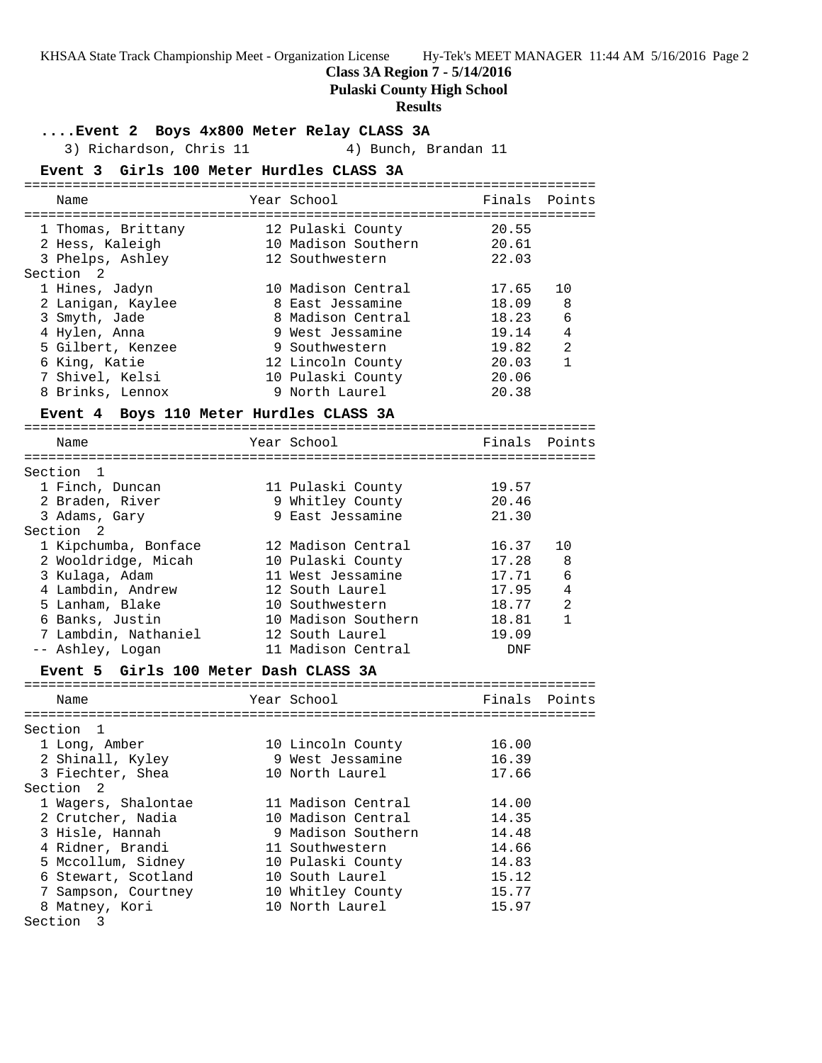**Class 3A Region 7 - 5/14/2016**

**Pulaski County High School**

**Results**

## ....Event 2 Boys 4x800 Meter Relay CLASS 3A

3) Richardson, Chris 11 4) Bunch, Brandan 11

## Event 3 Girls 100 Meter Hurdles CLASS 3A

| | Name | Year | School | Finals | Points |
|---|---|---|---|---|---|
| 1 | Thomas, Brittany | 12 | Pulaski County | 20.55 | |
| 2 | Hess, Kaleigh | 10 | Madison Southern | 20.61 | |
| 3 | Phelps, Ashley | 12 | Southwestern | 22.03 | |
| **Section 2** | | | | | |
| 1 | Hines, Jadyn | 10 | Madison Central | 17.65 | 10 |
| 2 | Lanigan, Kaylee | 8 | East Jessamine | 18.09 | 8 |
| 3 | Smyth, Jade | 8 | Madison Central | 18.23 | 6 |
| 4 | Hylen, Anna | 9 | West Jessamine | 19.14 | 4 |
| 5 | Gilbert, Kenzee | 9 | Southwestern | 19.82 | 2 |
| 6 | King, Katie | 12 | Lincoln County | 20.03 | 1 |
| 7 | Shivel, Kelsi | 10 | Pulaski County | 20.06 | |
| 8 | Brinks, Lennox | 9 | North Laurel | 20.38 | |

## Event 4 Boys 110 Meter Hurdles CLASS 3A

| | Name | Year | School | Finals | Points |
|---|---|---|---|---|---|
| **Section 1** | | | | | |
| 1 | Finch, Duncan | 11 | Pulaski County | 19.57 | |
| 2 | Braden, River | 9 | Whitley County | 20.46 | |
| 3 | Adams, Gary | 9 | East Jessamine | 21.30 | |
| **Section 2** | | | | | |
| 1 | Kipchumba, Bonface | 12 | Madison Central | 16.37 | 10 |
| 2 | Wooldridge, Micah | 10 | Pulaski County | 17.28 | 8 |
| 3 | Kulaga, Adam | 11 | West Jessamine | 17.71 | 6 |
| 4 | Lambdin, Andrew | 12 | South Laurel | 17.95 | 4 |
| 5 | Lanham, Blake | 10 | Southwestern | 18.77 | 2 |
| 6 | Banks, Justin | 10 | Madison Southern | 18.81 | 1 |
| 7 | Lambdin, Nathaniel | 12 | South Laurel | 19.09 | |
| -- | Ashley, Logan | 11 | Madison Central | DNF | |

## Event 5 Girls 100 Meter Dash CLASS 3A

| | Name | Year | School | Finals | Points |
|---|---|---|---|---|---|
| **Section 1** | | | | | |
| 1 | Long, Amber | 10 | Lincoln County | 16.00 | |
| 2 | Shinall, Kyley | 9 | West Jessamine | 16.39 | |
| 3 | Fiechter, Shea | 10 | North Laurel | 17.66 | |
| **Section 2** | | | | | |
| 1 | Wagers, Shalontae | 11 | Madison Central | 14.00 | |
| 2 | Crutcher, Nadia | 10 | Madison Central | 14.35 | |
| 3 | Hisle, Hannah | 9 | Madison Southern | 14.48 | |
| 4 | Ridner, Brandi | 11 | Southwestern | 14.66 | |
| 5 | Mccollum, Sidney | 10 | Pulaski County | 14.83 | |
| 6 | Stewart, Scotland | 10 | South Laurel | 15.12 | |
| 7 | Sampson, Courtney | 10 | Whitley County | 15.77 | |
| 8 | Matney, Kori | 10 | North Laurel | 15.97 | |
| **Section 3** | | | | | |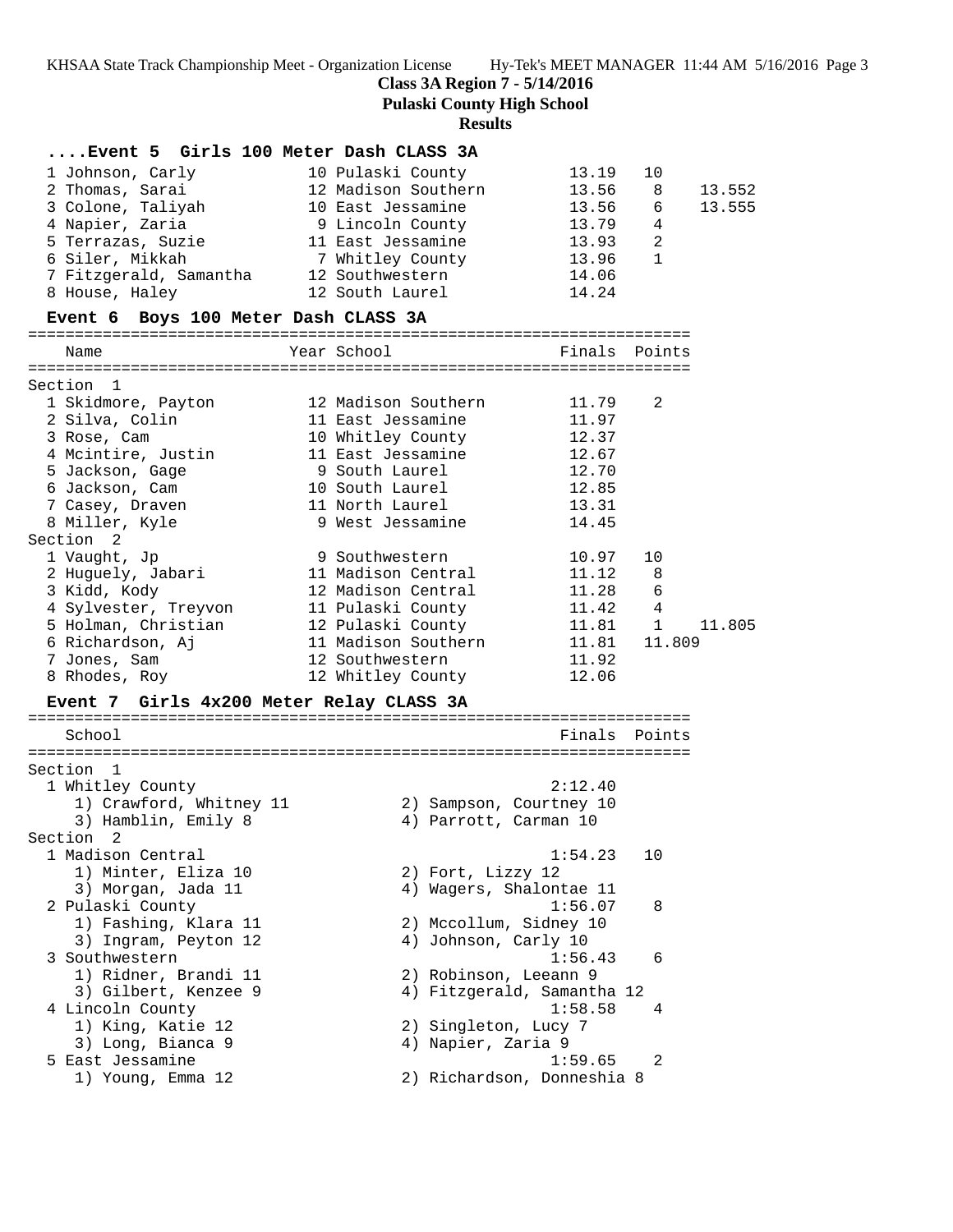Class 3A Region 7 - 5/14/2016

Pulaski County High School

**Results**

### ....Event 5 Girls 100 Meter Dash CLASS 3A

| Place | Name | Year | School | Finals | Points | |
|---|---|---|---|---|---|---|
| 1 | Johnson, Carly | 10 | Pulaski County | 13.19 | 10 | |
| 2 | Thomas, Sarai | 12 | Madison Southern | 13.56 | 8 | 13.552 |
| 3 | Colone, Taliyah | 10 | East Jessamine | 13.56 | 6 | 13.555 |
| 4 | Napier, Zaria | 9 | Lincoln County | 13.79 | 4 | |
| 5 | Terrazas, Suzie | 11 | East Jessamine | 13.93 | 2 | |
| 6 | Siler, Mikkah | 7 | Whitley County | 13.96 | 1 | |
| 7 | Fitzgerald, Samantha | 12 | Southwestern | 14.06 | | |
| 8 | House, Haley | 12 | South Laurel | 14.24 | | |

### Event 6 Boys 100 Meter Dash CLASS 3A

| Place | Name | Year | School | Finals | Points | |
|---|---|---|---|---|---|---|
| **Section 1** | | | | | | |
| 1 | Skidmore, Payton | 12 | Madison Southern | 11.79 | 2 | |
| 2 | Silva, Colin | 11 | East Jessamine | 11.97 | | |
| 3 | Rose, Cam | 10 | Whitley County | 12.37 | | |
| 4 | Mcintire, Justin | 11 | East Jessamine | 12.67 | | |
| 5 | Jackson, Gage | 9 | South Laurel | 12.70 | | |
| 6 | Jackson, Cam | 10 | South Laurel | 12.85 | | |
| 7 | Casey, Draven | 11 | North Laurel | 13.31 | | |
| 8 | Miller, Kyle | 9 | West Jessamine | 14.45 | | |
| **Section 2** | | | | | | |
| 1 | Vaught, Jp | 9 | Southwestern | 10.97 | 10 | |
| 2 | Huguely, Jabari | 11 | Madison Central | 11.12 | 8 | |
| 3 | Kidd, Kody | 12 | Madison Central | 11.28 | 6 | |
| 4 | Sylvester, Treyvon | 11 | Pulaski County | 11.42 | 4 | |
| 5 | Holman, Christian | 12 | Pulaski County | 11.81 | 1 | 11.805 |
| 6 | Richardson, Aj | 11 | Madison Southern | 11.81 | 11.809 | |
| 7 | Jones, Sam | 12 | Southwestern | 11.92 | | |
| 8 | Rhodes, Roy | 12 | Whitley County | 12.06 | | |

### Event 7 Girls 4x200 Meter Relay CLASS 3A

| Place | School | Finals | Points |
|---|---|---|---|
| **Section 1** | | | |
| 1 | Whitley County | 2:12.40 | |
| | 1) Crawford, Whitney 11; 2) Sampson, Courtney 10; 3) Hamblin, Emily 8; 4) Parrott, Carman 10 | | |
| **Section 2** | | | |
| 1 | Madison Central | 1:54.23 | 10 |
| | 1) Minter, Eliza 10; 2) Fort, Lizzy 12; 3) Morgan, Jada 11; 4) Wagers, Shalontae 11 | | |
| 2 | Pulaski County | 1:56.07 | 8 |
| | 1) Fashing, Klara 11; 2) Mccollum, Sidney 10; 3) Ingram, Peyton 12; 4) Johnson, Carly 10 | | |
| 3 | Southwestern | 1:56.43 | 6 |
| | 1) Ridner, Brandi 11; 2) Robinson, Leeann 9; 3) Gilbert, Kenzee 9; 4) Fitzgerald, Samantha 12 | | |
| 4 | Lincoln County | 1:58.58 | 4 |
| | 1) King, Katie 12; 2) Singleton, Lucy 7; 3) Long, Bianca 9; 4) Napier, Zaria 9 | | |
| 5 | East Jessamine | 1:59.65 | 2 |
| | 1) Young, Emma 12; 2) Richardson, Donneshia 8 | | |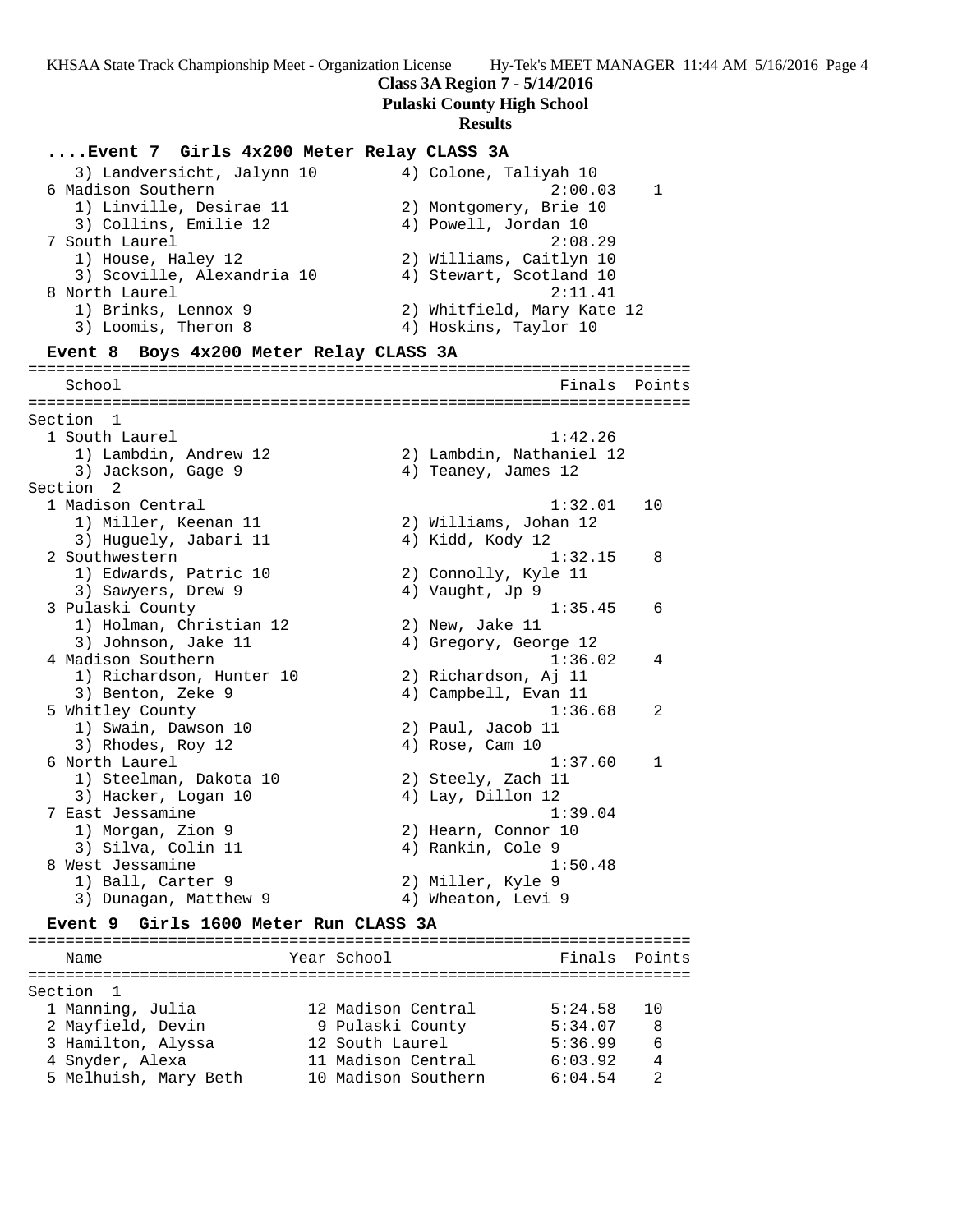**Class 3A Region 7 - 5/14/2016**

**Pulaski County High School**

**Results**

### ....Event 7 Girls 4x200 Meter Relay CLASS 3A

```
    3) Landversicht, Jalynn 10        4) Colone, Taliyah 10
  6 Madison Southern                              2:00.03    1
    1) Linville, Desirae 11           2) Montgomery, Brie 10
    3) Collins, Emilie 12             4) Powell, Jordan 10
  7 South Laurel                                  2:08.29
    1) House, Haley 12                2) Williams, Caitlyn 10
    3) Scoville, Alexandria 10        4) Stewart, Scotland 10
  8 North Laurel                                  2:11.41
    1) Brinks, Lennox 9               2) Whitfield, Mary Kate 12
    3) Loomis, Theron 8               4) Hoskins, Taylor 10
```

### Event 8 Boys 4x200 Meter Relay CLASS 3A

```
=======================================================================
    School                                            Finals  Points
=======================================================================
Section  1
  1 South Laurel                                  1:42.26
    1) Lambdin, Andrew 12             2) Lambdin, Nathaniel 12
    3) Jackson, Gage 9                4) Teaney, James 12
Section  2
  1 Madison Central                               1:32.01   10
    1) Miller, Keenan 11              2) Williams, Johan 12
    3) Huguely, Jabari 11             4) Kidd, Kody 12
  2 Southwestern                                  1:32.15    8
    1) Edwards, Patric 10             2) Connolly, Kyle 11
    3) Sawyers, Drew 9                4) Vaught, Jp 9
  3 Pulaski County                                1:35.45    6
    1) Holman, Christian 12           2) New, Jake 11
    3) Johnson, Jake 11               4) Gregory, George 12
  4 Madison Southern                              1:36.02    4
    1) Richardson, Hunter 10          2) Richardson, Aj 11
    3) Benton, Zeke 9                 4) Campbell, Evan 11
  5 Whitley County                                1:36.68    2
    1) Swain, Dawson 10               2) Paul, Jacob 11
    3) Rhodes, Roy 12                 4) Rose, Cam 10
  6 North Laurel                                  1:37.60    1
    1) Steelman, Dakota 10            2) Steely, Zach 11
    3) Hacker, Logan 10               4) Lay, Dillon 12
  7 East Jessamine                                1:39.04
    1) Morgan, Zion 9                 2) Hearn, Connor 10
    3) Silva, Colin 11                4) Rankin, Cole 9
  8 West Jessamine                                1:50.48
    1) Ball, Carter 9                 2) Miller, Kyle 9
    3) Dunagan, Matthew 9             4) Wheaton, Levi 9
```

### Event 9 Girls 1600 Meter Run CLASS 3A

```
=======================================================================
    Name                    Year School               Finals  Points
=======================================================================
Section  1
  1 Manning, Julia            12 Madison Central       5:24.58   10
  2 Mayfield, Devin            9 Pulaski County        5:34.07    8
  3 Hamilton, Alyssa          12 South Laurel          5:36.99    6
  4 Snyder, Alexa             11 Madison Central       6:03.92    4
  5 Melhuish, Mary Beth       10 Madison Southern      6:04.54    2
```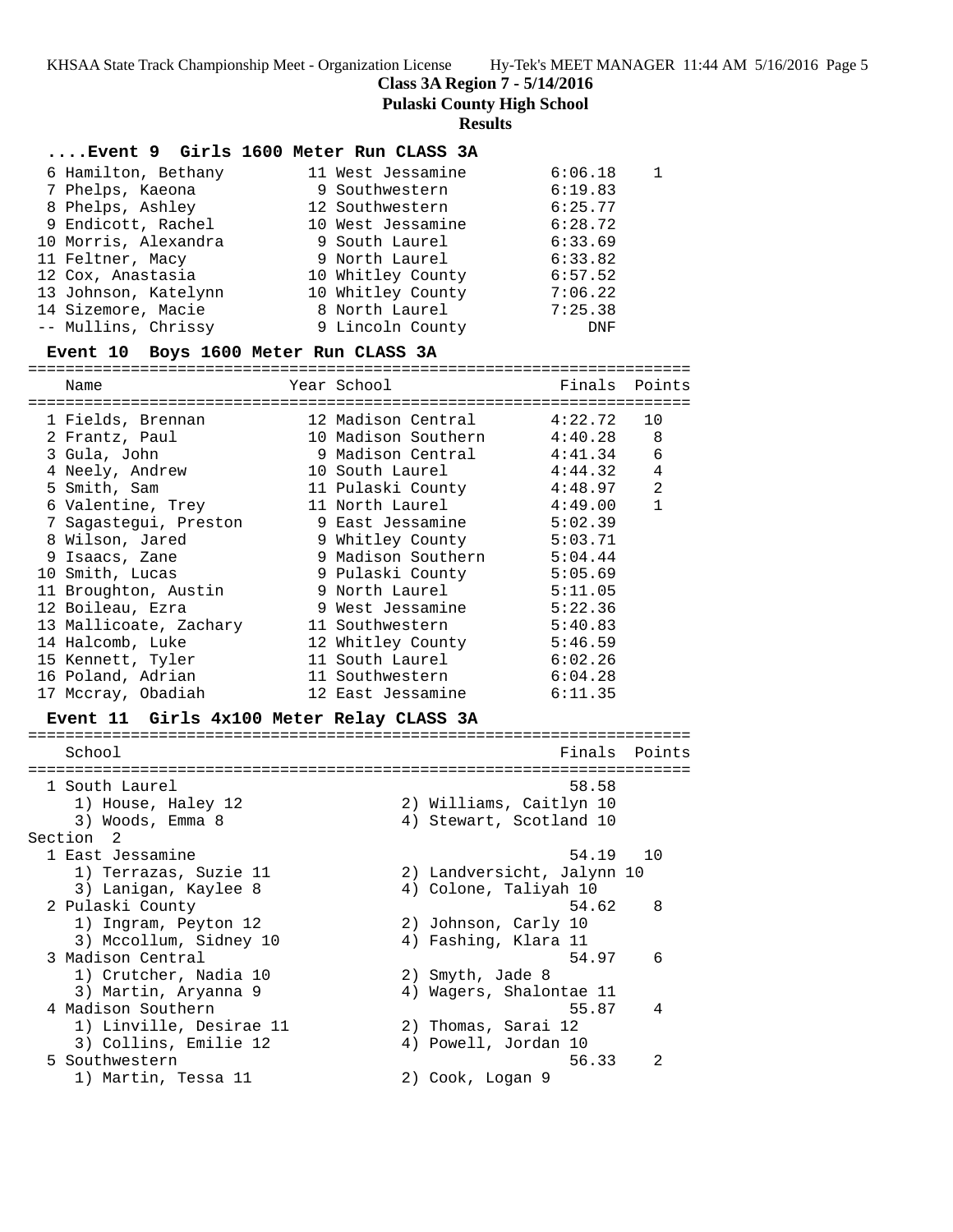**Class 3A Region 7 - 5/14/2016**

**Pulaski County High School**

**Results**

### ....Event 9 Girls 1600 Meter Run CLASS 3A

| Place | Name | Year | School | Finals | Points |
|---|---|---|---|---|---|
| 6 | Hamilton, Bethany | 11 | West Jessamine | 6:06.18 | 1 |
| 7 | Phelps, Kaeona | 9 | Southwestern | 6:19.83 | |
| 8 | Phelps, Ashley | 12 | Southwestern | 6:25.77 | |
| 9 | Endicott, Rachel | 10 | West Jessamine | 6:28.72 | |
| 10 | Morris, Alexandra | 9 | South Laurel | 6:33.69 | |
| 11 | Feltner, Macy | 9 | North Laurel | 6:33.82 | |
| 12 | Cox, Anastasia | 10 | Whitley County | 6:57.52 | |
| 13 | Johnson, Katelynn | 10 | Whitley County | 7:06.22 | |
| 14 | Sizemore, Macie | 8 | North Laurel | 7:25.38 | |
| -- | Mullins, Chrissy | 9 | Lincoln County | DNF | |

### Event 10 Boys 1600 Meter Run CLASS 3A

| Place | Name | Year | School | Finals | Points |
|---|---|---|---|---|---|
| 1 | Fields, Brennan | 12 | Madison Central | 4:22.72 | 10 |
| 2 | Frantz, Paul | 10 | Madison Southern | 4:40.28 | 8 |
| 3 | Gula, John | 9 | Madison Central | 4:41.34 | 6 |
| 4 | Neely, Andrew | 10 | South Laurel | 4:44.32 | 4 |
| 5 | Smith, Sam | 11 | Pulaski County | 4:48.97 | 2 |
| 6 | Valentine, Trey | 11 | North Laurel | 4:49.00 | 1 |
| 7 | Sagastegui, Preston | 9 | East Jessamine | 5:02.39 | |
| 8 | Wilson, Jared | 9 | Whitley County | 5:03.71 | |
| 9 | Isaacs, Zane | 9 | Madison Southern | 5:04.44 | |
| 10 | Smith, Lucas | 9 | Pulaski County | 5:05.69 | |
| 11 | Broughton, Austin | 9 | North Laurel | 5:11.05 | |
| 12 | Boileau, Ezra | 9 | West Jessamine | 5:22.36 | |
| 13 | Mallicoate, Zachary | 11 | Southwestern | 5:40.83 | |
| 14 | Halcomb, Luke | 12 | Whitley County | 5:46.59 | |
| 15 | Kennett, Tyler | 11 | South Laurel | 6:02.26 | |
| 16 | Poland, Adrian | 11 | Southwestern | 6:04.28 | |
| 17 | Mccray, Obadiah | 12 | East Jessamine | 6:11.35 | |

### Event 11 Girls 4x100 Meter Relay CLASS 3A

| Place | School | Finals | Points |
|---|---|---|---|
| 1 | South Laurel | 58.58 | |
| | 1) House, Haley 12; 2) Williams, Caitlyn 10; 3) Woods, Emma 8; 4) Stewart, Scotland 10 | | |
| **Section 2** | | | |
| 1 | East Jessamine | 54.19 | 10 |
| | 1) Terrazas, Suzie 11; 2) Landversicht, Jalynn 10; 3) Lanigan, Kaylee 8; 4) Colone, Taliyah 10 | | |
| 2 | Pulaski County | 54.62 | 8 |
| | 1) Ingram, Peyton 12; 2) Johnson, Carly 10; 3) Mccollum, Sidney 10; 4) Fashing, Klara 11 | | |
| 3 | Madison Central | 54.97 | 6 |
| | 1) Crutcher, Nadia 10; 2) Smyth, Jade 8; 3) Martin, Aryanna 9; 4) Wagers, Shalontae 11 | | |
| 4 | Madison Southern | 55.87 | 4 |
| | 1) Linville, Desirae 11; 2) Thomas, Sarai 12; 3) Collins, Emilie 12; 4) Powell, Jordan 10 | | |
| 5 | Southwestern | 56.33 | 2 |
| | 1) Martin, Tessa 11; 2) Cook, Logan 9 | | |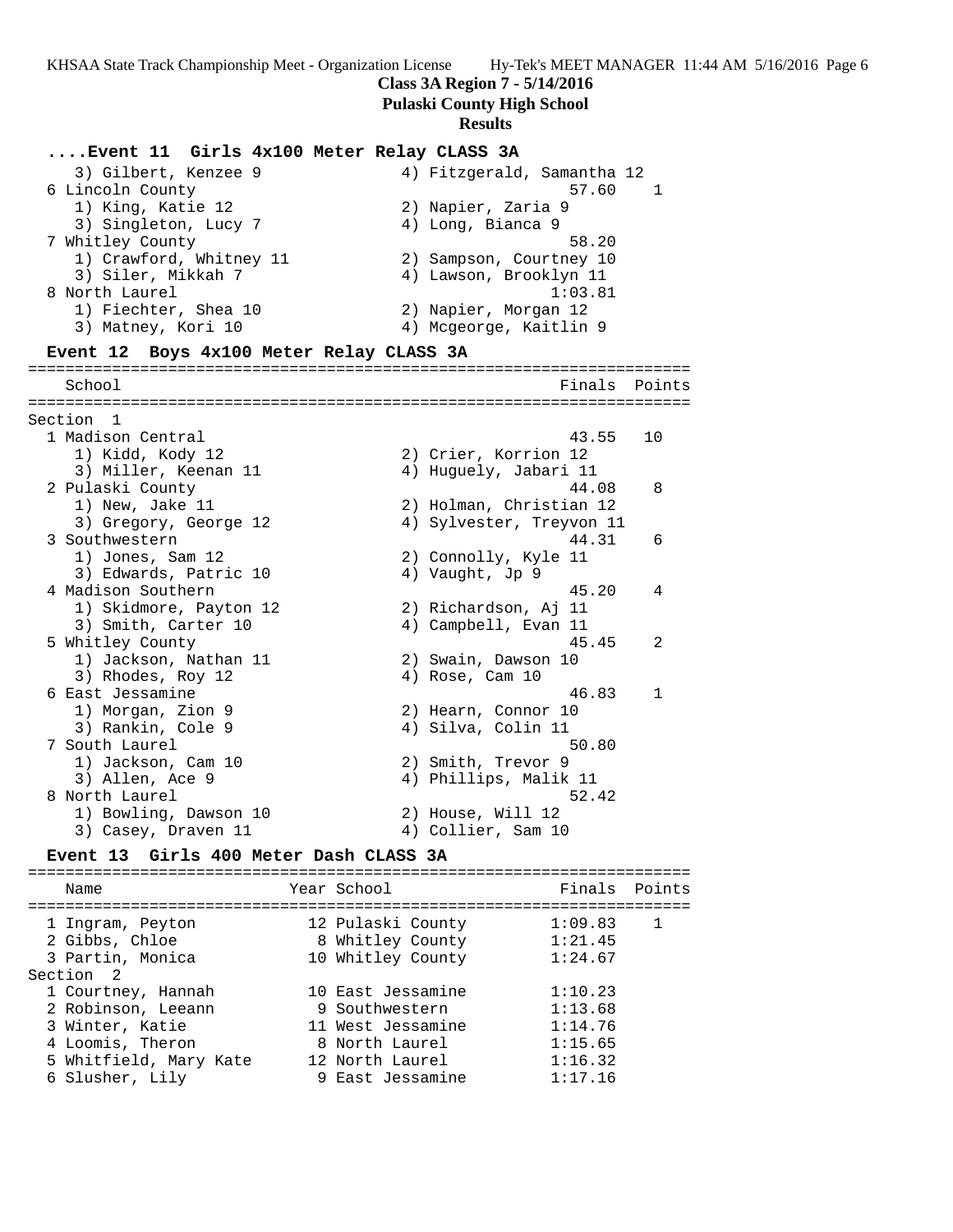**Class 3A Region 7 - 5/14/2016**
**Pulaski County High School**
**Results**

### ....Event 11 Girls 4x100 Meter Relay CLASS 3A

```
   3) Gilbert, Kenzee 9               4) Fitzgerald, Samantha 12
 6 Lincoln County                                  57.60    1
   1) King, Katie 12                  2) Napier, Zaria 9
   3) Singleton, Lucy 7               4) Long, Bianca 9
 7 Whitley County                                  58.20
   1) Crawford, Whitney 11            2) Sampson, Courtney 10
   3) Siler, Mikkah 7                 4) Lawson, Brooklyn 11
 8 North Laurel                                  1:03.81
   1) Fiechter, Shea 10               2) Napier, Morgan 12
   3) Matney, Kori 10                 4) Mcgeorge, Kaitlin 9
```

### Event 12 Boys 4x100 Meter Relay CLASS 3A

```
=======================================================================
   School                                            Finals  Points
=======================================================================
Section  1
 1 Madison Central                                  43.55   10
   1) Kidd, Kody 12                   2) Crier, Korrion 12
   3) Miller, Keenan 11               4) Huguely, Jabari 11
 2 Pulaski County                                   44.08    8
   1) New, Jake 11                    2) Holman, Christian 12
   3) Gregory, George 12              4) Sylvester, Treyvon 11
 3 Southwestern                                     44.31    6
   1) Jones, Sam 12                   2) Connolly, Kyle 11
   3) Edwards, Patric 10              4) Vaught, Jp 9
 4 Madison Southern                                 45.20    4
   1) Skidmore, Payton 12             2) Richardson, Aj 11
   3) Smith, Carter 10                4) Campbell, Evan 11
 5 Whitley County                                   45.45    2
   1) Jackson, Nathan 11              2) Swain, Dawson 10
   3) Rhodes, Roy 12                  4) Rose, Cam 10
 6 East Jessamine                                   46.83    1
   1) Morgan, Zion 9                  2) Hearn, Connor 10
   3) Rankin, Cole 9                  4) Silva, Colin 11
 7 South Laurel                                     50.80
   1) Jackson, Cam 10                 2) Smith, Trevor 9
   3) Allen, Ace 9                    4) Phillips, Malik 11
 8 North Laurel                                     52.42
   1) Bowling, Dawson 10              2) House, Will 12
   3) Casey, Draven 11                4) Collier, Sam 10
```

### Event 13 Girls 400 Meter Dash CLASS 3A

```
=======================================================================
   Name                    Year School                 Finals  Points
=======================================================================
  1 Ingram, Peyton          12 Pulaski County        1:09.83    1
  2 Gibbs, Chloe             8 Whitley County        1:21.45
  3 Partin, Monica          10 Whitley County        1:24.67
Section  2
  1 Courtney, Hannah        10 East Jessamine        1:10.23
  2 Robinson, Leeann         9 Southwestern          1:13.68
  3 Winter, Katie           11 West Jessamine        1:14.76
  4 Loomis, Theron           8 North Laurel          1:15.65
  5 Whitfield, Mary Kate    12 North Laurel          1:16.32
  6 Slusher, Lily            9 East Jessamine        1:17.16
```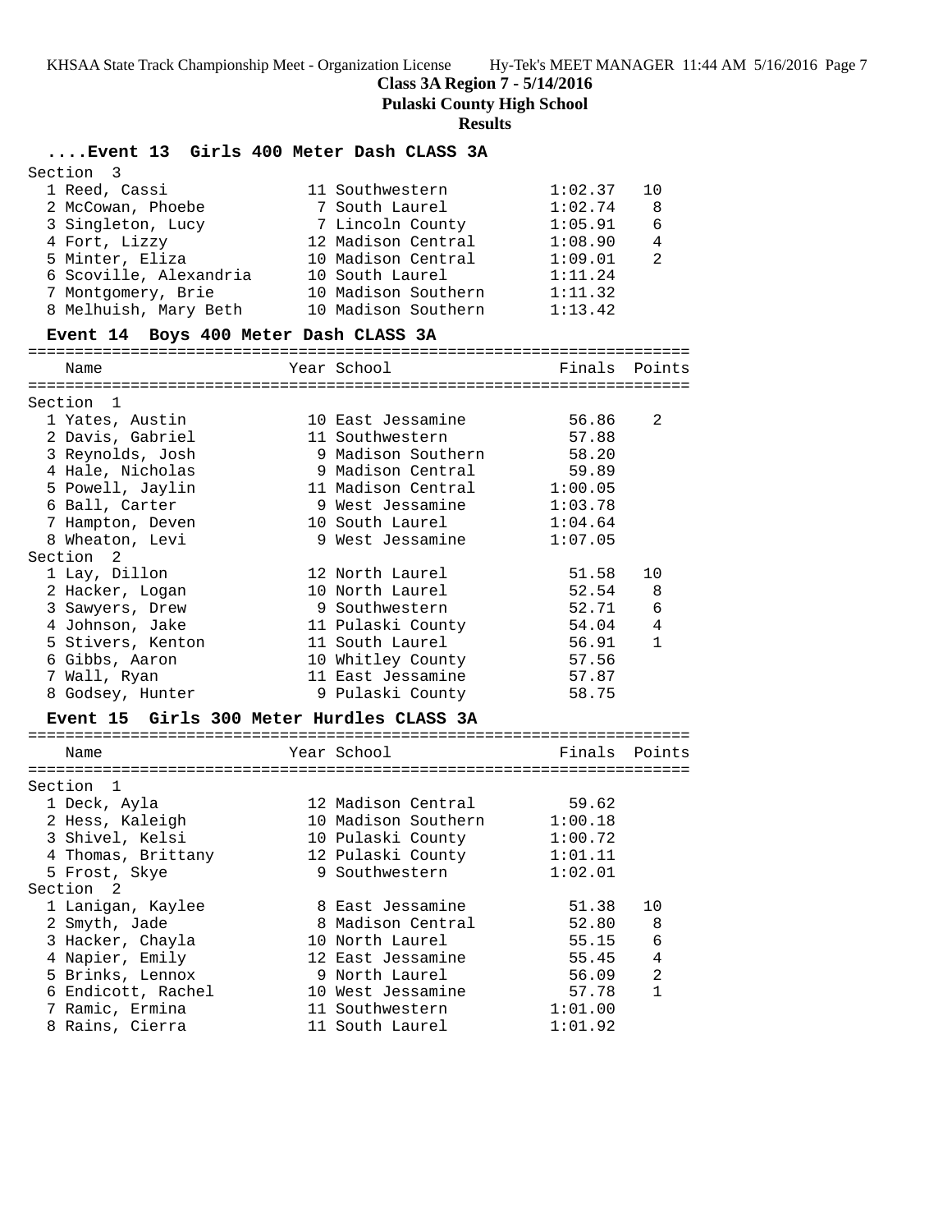**Class 3A Region 7 - 5/14/2016**

**Pulaski County High School**

**Results**

## ....Event 13 Girls 400 Meter Dash CLASS 3A

Section 3

| Place | Name | Year | School | Finals | Points |
|---|---|---|---|---|---|
| 1 | Reed, Cassi | 11 | Southwestern | 1:02.37 | 10 |
| 2 | McCowan, Phoebe | 7 | South Laurel | 1:02.74 | 8 |
| 3 | Singleton, Lucy | 7 | Lincoln County | 1:05.91 | 6 |
| 4 | Fort, Lizzy | 12 | Madison Central | 1:08.90 | 4 |
| 5 | Minter, Eliza | 10 | Madison Central | 1:09.01 | 2 |
| 6 | Scoville, Alexandria | 10 | South Laurel | 1:11.24 | |
| 7 | Montgomery, Brie | 10 | Madison Southern | 1:11.32 | |
| 8 | Melhuish, Mary Beth | 10 | Madison Southern | 1:13.42 | |

## Event 14 Boys 400 Meter Dash CLASS 3A

| Place | Name | Year | School | Finals | Points |
|---|---|---|---|---|---|
| **Section 1** | | | | | |
| 1 | Yates, Austin | 10 | East Jessamine | 56.86 | 2 |
| 2 | Davis, Gabriel | 11 | Southwestern | 57.88 | |
| 3 | Reynolds, Josh | 9 | Madison Southern | 58.20 | |
| 4 | Hale, Nicholas | 9 | Madison Central | 59.89 | |
| 5 | Powell, Jaylin | 11 | Madison Central | 1:00.05 | |
| 6 | Ball, Carter | 9 | West Jessamine | 1:03.78 | |
| 7 | Hampton, Deven | 10 | South Laurel | 1:04.64 | |
| 8 | Wheaton, Levi | 9 | West Jessamine | 1:07.05 | |
| **Section 2** | | | | | |
| 1 | Lay, Dillon | 12 | North Laurel | 51.58 | 10 |
| 2 | Hacker, Logan | 10 | North Laurel | 52.54 | 8 |
| 3 | Sawyers, Drew | 9 | Southwestern | 52.71 | 6 |
| 4 | Johnson, Jake | 11 | Pulaski County | 54.04 | 4 |
| 5 | Stivers, Kenton | 11 | South Laurel | 56.91 | 1 |
| 6 | Gibbs, Aaron | 10 | Whitley County | 57.56 | |
| 7 | Wall, Ryan | 11 | East Jessamine | 57.87 | |
| 8 | Godsey, Hunter | 9 | Pulaski County | 58.75 | |

## Event 15 Girls 300 Meter Hurdles CLASS 3A

| Place | Name | Year | School | Finals | Points |
|---|---|---|---|---|---|
| **Section 1** | | | | | |
| 1 | Deck, Ayla | 12 | Madison Central | 59.62 | |
| 2 | Hess, Kaleigh | 10 | Madison Southern | 1:00.18 | |
| 3 | Shivel, Kelsi | 10 | Pulaski County | 1:00.72 | |
| 4 | Thomas, Brittany | 12 | Pulaski County | 1:01.11 | |
| 5 | Frost, Skye | 9 | Southwestern | 1:02.01 | |
| **Section 2** | | | | | |
| 1 | Lanigan, Kaylee | 8 | East Jessamine | 51.38 | 10 |
| 2 | Smyth, Jade | 8 | Madison Central | 52.80 | 8 |
| 3 | Hacker, Chayla | 10 | North Laurel | 55.15 | 6 |
| 4 | Napier, Emily | 12 | East Jessamine | 55.45 | 4 |
| 5 | Brinks, Lennox | 9 | North Laurel | 56.09 | 2 |
| 6 | Endicott, Rachel | 10 | West Jessamine | 57.78 | 1 |
| 7 | Ramic, Ermina | 11 | Southwestern | 1:01.00 | |
| 8 | Rains, Cierra | 11 | South Laurel | 1:01.92 | |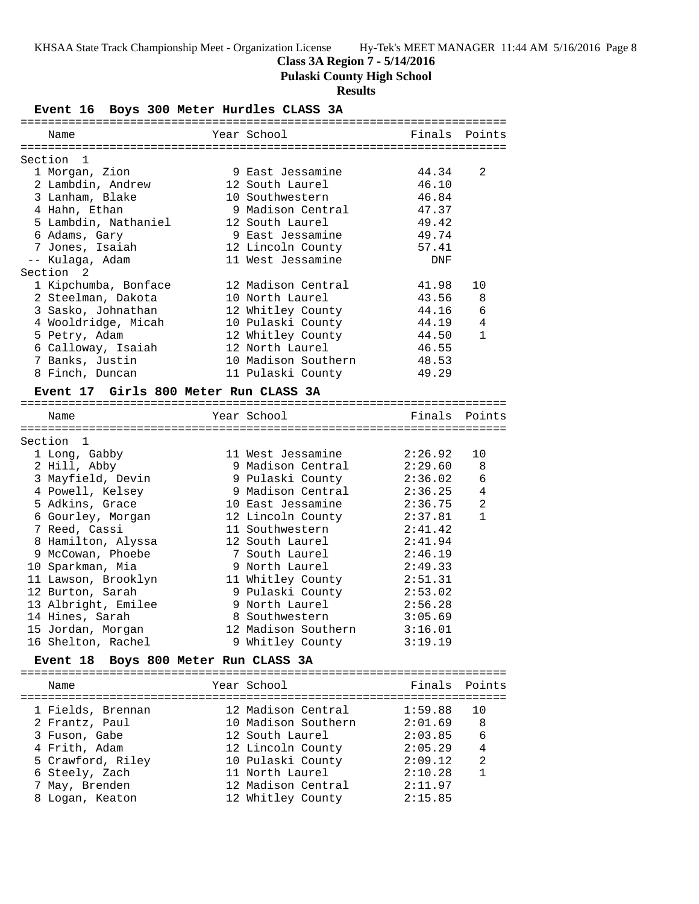## Class 3A Region 7 - 5/14/2016
## Pulaski County High School
## Results

### Event 16 Boys 300 Meter Hurdles CLASS 3A

| Place | Name | Year | School | Finals | Points |
|---|---|---|---|---|---|
| **Section 1** | | | | | |
| 1 | Morgan, Zion | 9 | East Jessamine | 44.34 | 2 |
| 2 | Lambdin, Andrew | 12 | South Laurel | 46.10 | |
| 3 | Lanham, Blake | 10 | Southwestern | 46.84 | |
| 4 | Hahn, Ethan | 9 | Madison Central | 47.37 | |
| 5 | Lambdin, Nathaniel | 12 | South Laurel | 49.42 | |
| 6 | Adams, Gary | 9 | East Jessamine | 49.74 | |
| 7 | Jones, Isaiah | 12 | Lincoln County | 57.41 | |
| -- | Kulaga, Adam | 11 | West Jessamine | DNF | |
| **Section 2** | | | | | |
| 1 | Kipchumba, Bonface | 12 | Madison Central | 41.98 | 10 |
| 2 | Steelman, Dakota | 10 | North Laurel | 43.56 | 8 |
| 3 | Sasko, Johnathan | 12 | Whitley County | 44.16 | 6 |
| 4 | Wooldridge, Micah | 10 | Pulaski County | 44.19 | 4 |
| 5 | Petry, Adam | 12 | Whitley County | 44.50 | 1 |
| 6 | Calloway, Isaiah | 12 | North Laurel | 46.55 | |
| 7 | Banks, Justin | 10 | Madison Southern | 48.53 | |
| 8 | Finch, Duncan | 11 | Pulaski County | 49.29 | |

### Event 17 Girls 800 Meter Run CLASS 3A

| Place | Name | Year | School | Finals | Points |
|---|---|---|---|---|---|
| **Section 1** | | | | | |
| 1 | Long, Gabby | 11 | West Jessamine | 2:26.92 | 10 |
| 2 | Hill, Abby | 9 | Madison Central | 2:29.60 | 8 |
| 3 | Mayfield, Devin | 9 | Pulaski County | 2:36.02 | 6 |
| 4 | Powell, Kelsey | 9 | Madison Central | 2:36.25 | 4 |
| 5 | Adkins, Grace | 10 | East Jessamine | 2:36.75 | 2 |
| 6 | Gourley, Morgan | 12 | Lincoln County | 2:37.81 | 1 |
| 7 | Reed, Cassi | 11 | Southwestern | 2:41.42 | |
| 8 | Hamilton, Alyssa | 12 | South Laurel | 2:41.94 | |
| 9 | McCowan, Phoebe | 7 | South Laurel | 2:46.19 | |
| 10 | Sparkman, Mia | 9 | North Laurel | 2:49.33 | |
| 11 | Lawson, Brooklyn | 11 | Whitley County | 2:51.31 | |
| 12 | Burton, Sarah | 9 | Pulaski County | 2:53.02 | |
| 13 | Albright, Emilee | 9 | North Laurel | 2:56.28 | |
| 14 | Hines, Sarah | 8 | Southwestern | 3:05.69 | |
| 15 | Jordan, Morgan | 12 | Madison Southern | 3:16.01 | |
| 16 | Shelton, Rachel | 9 | Whitley County | 3:19.19 | |

### Event 18 Boys 800 Meter Run CLASS 3A

| Place | Name | Year | School | Finals | Points |
|---|---|---|---|---|---|
| 1 | Fields, Brennan | 12 | Madison Central | 1:59.88 | 10 |
| 2 | Frantz, Paul | 10 | Madison Southern | 2:01.69 | 8 |
| 3 | Fuson, Gabe | 12 | South Laurel | 2:03.85 | 6 |
| 4 | Frith, Adam | 12 | Lincoln County | 2:05.29 | 4 |
| 5 | Crawford, Riley | 10 | Pulaski County | 2:09.12 | 2 |
| 6 | Steely, Zach | 11 | North Laurel | 2:10.28 | 1 |
| 7 | May, Brenden | 12 | Madison Central | 2:11.97 | |
| 8 | Logan, Keaton | 12 | Whitley County | 2:15.85 | |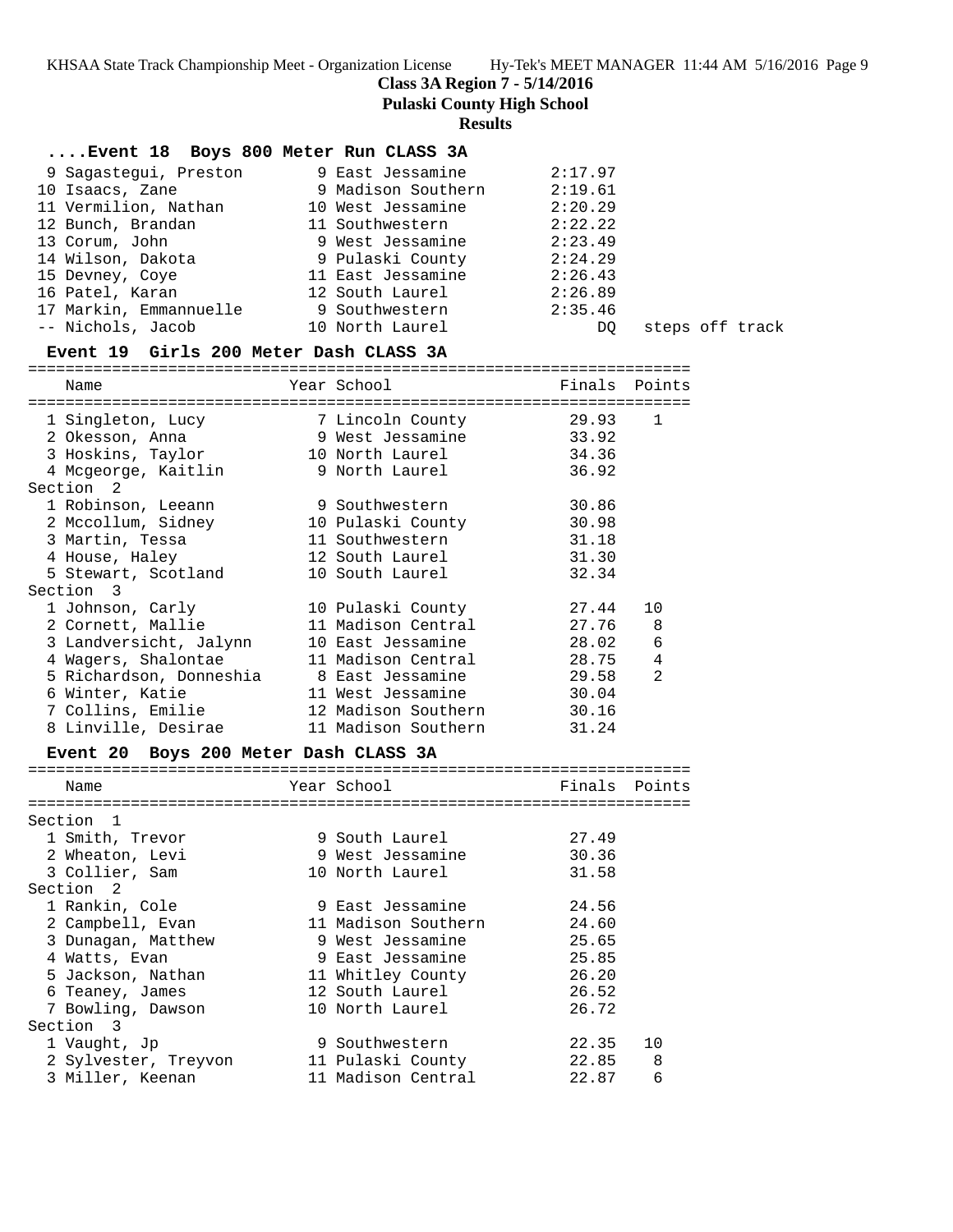## Class 3A Region 7 - 5/14/2016

**Pulaski County High School**

**Results**

### ....Event 18 Boys 800 Meter Run CLASS 3A

| Place | Name | Year | School | Finals | |
|---|---|---|---|---|---|
| 9 | Sagastegui, Preston | 9 | East Jessamine | 2:17.97 | |
| 10 | Isaacs, Zane | 9 | Madison Southern | 2:19.61 | |
| 11 | Vermilion, Nathan | 10 | West Jessamine | 2:20.29 | |
| 12 | Bunch, Brandan | 11 | Southwestern | 2:22.22 | |
| 13 | Corum, John | 9 | West Jessamine | 2:23.49 | |
| 14 | Wilson, Dakota | 9 | Pulaski County | 2:24.29 | |
| 15 | Devney, Coye | 11 | East Jessamine | 2:26.43 | |
| 16 | Patel, Karan | 12 | South Laurel | 2:26.89 | |
| 17 | Markin, Emmannuelle | 9 | Southwestern | 2:35.46 | |
| -- | Nichols, Jacob | 10 | North Laurel | DQ | steps off track |

### Event 19 Girls 200 Meter Dash CLASS 3A

| Place | Name | Year | School | Finals | Points |
|---|---|---|---|---|---|
| 1 | Singleton, Lucy | 7 | Lincoln County | 29.93 | 1 |
| 2 | Okesson, Anna | 9 | West Jessamine | 33.92 | |
| 3 | Hoskins, Taylor | 10 | North Laurel | 34.36 | |
| 4 | Mcgeorge, Kaitlin | 9 | North Laurel | 36.92 | |
| **Section 2** | | | | | |
| 1 | Robinson, Leeann | 9 | Southwestern | 30.86 | |
| 2 | Mccollum, Sidney | 10 | Pulaski County | 30.98 | |
| 3 | Martin, Tessa | 11 | Southwestern | 31.18 | |
| 4 | House, Haley | 12 | South Laurel | 31.30 | |
| 5 | Stewart, Scotland | 10 | South Laurel | 32.34 | |
| **Section 3** | | | | | |
| 1 | Johnson, Carly | 10 | Pulaski County | 27.44 | 10 |
| 2 | Cornett, Mallie | 11 | Madison Central | 27.76 | 8 |
| 3 | Landversicht, Jalynn | 10 | East Jessamine | 28.02 | 6 |
| 4 | Wagers, Shalontae | 11 | Madison Central | 28.75 | 4 |
| 5 | Richardson, Donneshia | 8 | East Jessamine | 29.58 | 2 |
| 6 | Winter, Katie | 11 | West Jessamine | 30.04 | |
| 7 | Collins, Emilie | 12 | Madison Southern | 30.16 | |
| 8 | Linville, Desirae | 11 | Madison Southern | 31.24 | |

### Event 20 Boys 200 Meter Dash CLASS 3A

| Place | Name | Year | School | Finals | Points |
|---|---|---|---|---|---|
| **Section 1** | | | | | |
| 1 | Smith, Trevor | 9 | South Laurel | 27.49 | |
| 2 | Wheaton, Levi | 9 | West Jessamine | 30.36 | |
| 3 | Collier, Sam | 10 | North Laurel | 31.58 | |
| **Section 2** | | | | | |
| 1 | Rankin, Cole | 9 | East Jessamine | 24.56 | |
| 2 | Campbell, Evan | 11 | Madison Southern | 24.60 | |
| 3 | Dunagan, Matthew | 9 | West Jessamine | 25.65 | |
| 4 | Watts, Evan | 9 | East Jessamine | 25.85 | |
| 5 | Jackson, Nathan | 11 | Whitley County | 26.20 | |
| 6 | Teaney, James | 12 | South Laurel | 26.52 | |
| 7 | Bowling, Dawson | 10 | North Laurel | 26.72 | |
| **Section 3** | | | | | |
| 1 | Vaught, Jp | 9 | Southwestern | 22.35 | 10 |
| 2 | Sylvester, Treyvon | 11 | Pulaski County | 22.85 | 8 |
| 3 | Miller, Keenan | 11 | Madison Central | 22.87 | 6 |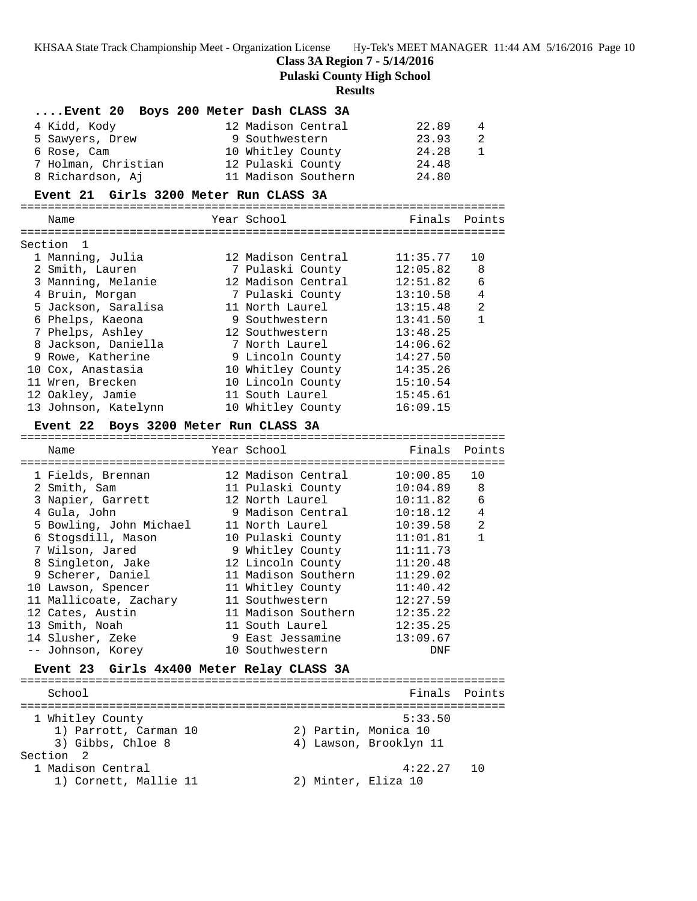**Class 3A Region 7 - 5/14/2016**
**Pulaski County High School**
**Results**

### ....Event 20 Boys 200 Meter Dash CLASS 3A

| Place | Name | Year | School | Finals | Points |
|---|---|---|---|---|---|
| 4 | Kidd, Kody | 12 | Madison Central | 22.89 | 4 |
| 5 | Sawyers, Drew | 9 | Southwestern | 23.93 | 2 |
| 6 | Rose, Cam | 10 | Whitley County | 24.28 | 1 |
| 7 | Holman, Christian | 12 | Pulaski County | 24.48 | |
| 8 | Richardson, Aj | 11 | Madison Southern | 24.80 | |

### Event 21 Girls 3200 Meter Run CLASS 3A

Section 1

| Place | Name | Year | School | Finals | Points |
|---|---|---|---|---|---|
| 1 | Manning, Julia | 12 | Madison Central | 11:35.77 | 10 |
| 2 | Smith, Lauren | 7 | Pulaski County | 12:05.82 | 8 |
| 3 | Manning, Melanie | 12 | Madison Central | 12:51.82 | 6 |
| 4 | Bruin, Morgan | 7 | Pulaski County | 13:10.58 | 4 |
| 5 | Jackson, Saralisa | 11 | North Laurel | 13:15.48 | 2 |
| 6 | Phelps, Kaeona | 9 | Southwestern | 13:41.50 | 1 |
| 7 | Phelps, Ashley | 12 | Southwestern | 13:48.25 | |
| 8 | Jackson, Daniella | 7 | North Laurel | 14:06.62 | |
| 9 | Rowe, Katherine | 9 | Lincoln County | 14:27.50 | |
| 10 | Cox, Anastasia | 10 | Whitley County | 14:35.26 | |
| 11 | Wren, Brecken | 10 | Lincoln County | 15:10.54 | |
| 12 | Oakley, Jamie | 11 | South Laurel | 15:45.61 | |
| 13 | Johnson, Katelynn | 10 | Whitley County | 16:09.15 | |

### Event 22 Boys 3200 Meter Run CLASS 3A

| Place | Name | Year | School | Finals | Points |
|---|---|---|---|---|---|
| 1 | Fields, Brennan | 12 | Madison Central | 10:00.85 | 10 |
| 2 | Smith, Sam | 11 | Pulaski County | 10:04.89 | 8 |
| 3 | Napier, Garrett | 12 | North Laurel | 10:11.82 | 6 |
| 4 | Gula, John | 9 | Madison Central | 10:18.12 | 4 |
| 5 | Bowling, John Michael | 11 | North Laurel | 10:39.58 | 2 |
| 6 | Stogsdill, Mason | 10 | Pulaski County | 11:01.81 | 1 |
| 7 | Wilson, Jared | 9 | Whitley County | 11:11.73 | |
| 8 | Singleton, Jake | 12 | Lincoln County | 11:20.48 | |
| 9 | Scherer, Daniel | 11 | Madison Southern | 11:29.02 | |
| 10 | Lawson, Spencer | 11 | Whitley County | 11:40.42 | |
| 11 | Mallicoate, Zachary | 11 | Southwestern | 12:27.59 | |
| 12 | Cates, Austin | 11 | Madison Southern | 12:35.22 | |
| 13 | Smith, Noah | 11 | South Laurel | 12:35.25 | |
| 14 | Slusher, Zeke | 9 | East Jessamine | 13:09.67 | |
| -- | Johnson, Korey | 10 | Southwestern | DNF | |

### Event 23 Girls 4x400 Meter Relay CLASS 3A

| Place | School | Finals | Points |
|---|---|---|---|
| 1 | Whitley County | 5:33.50 | |

1) Parrott, Carman 10 2) Partin, Monica 10
3) Gibbs, Chloe 8 4) Lawson, Brooklyn 11

Section 2

| Place | School | Finals | Points |
|---|---|---|---|
| 1 | Madison Central | 4:22.27 | 10 |

1) Cornett, Mallie 11 2) Minter, Eliza 10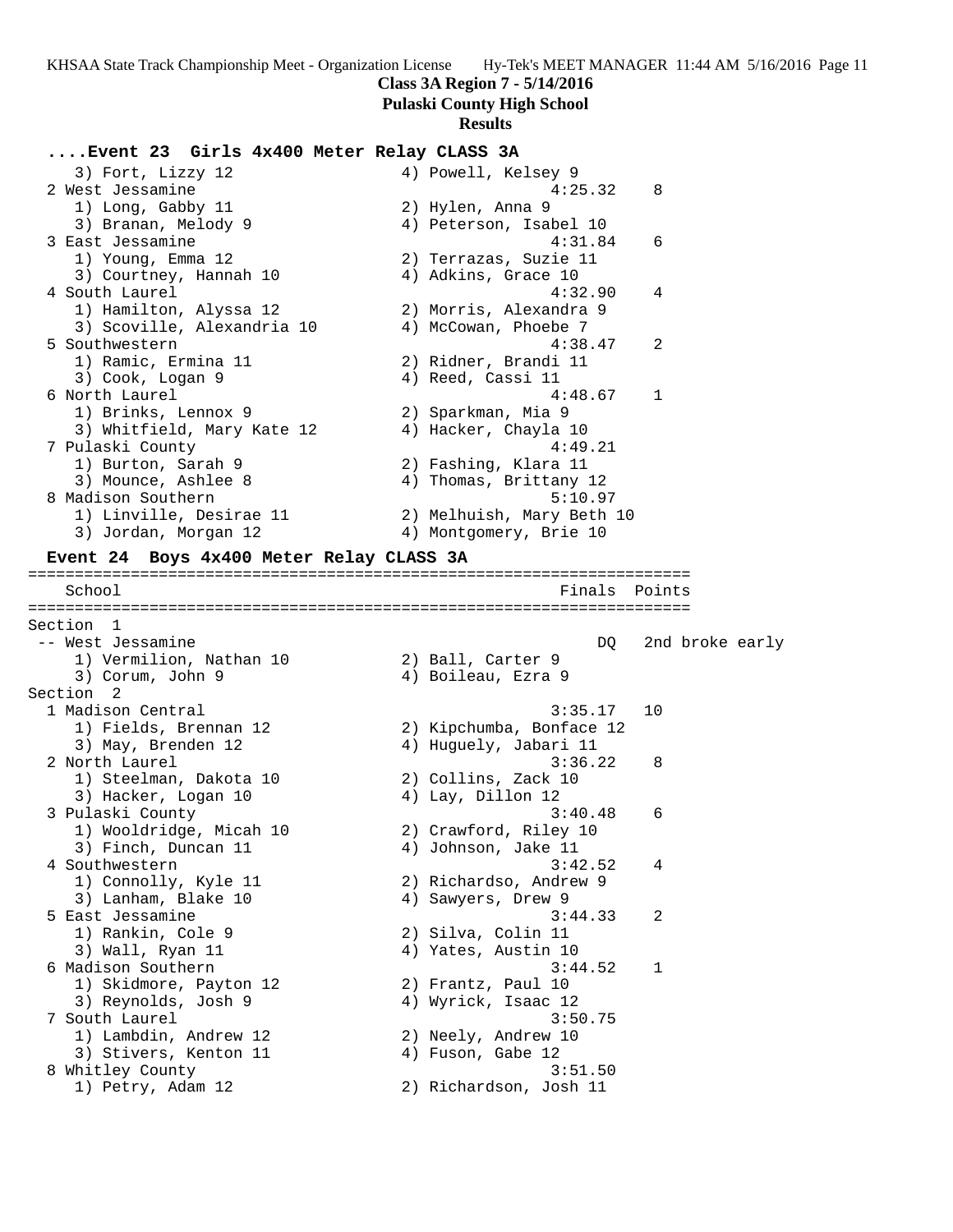**Class 3A Region 7 - 5/14/2016**

**Pulaski County High School**

**Results**

### ....Event 23 Girls 4x400 Meter Relay CLASS 3A

```
    3) Fort, Lizzy 12                 4) Powell, Kelsey 9
  2 West Jessamine                                 4:25.32    8
     1) Long, Gabby 11                 2) Hylen, Anna 9
     3) Branan, Melody 9               4) Peterson, Isabel 10
  3 East Jessamine                                 4:31.84    6
     1) Young, Emma 12                 2) Terrazas, Suzie 11
     3) Courtney, Hannah 10            4) Adkins, Grace 10
  4 South Laurel                                   4:32.90    4
     1) Hamilton, Alyssa 12            2) Morris, Alexandra 9
     3) Scoville, Alexandria 10        4) McCowan, Phoebe 7
  5 Southwestern                                   4:38.47    2
     1) Ramic, Ermina 11               2) Ridner, Brandi 11
     3) Cook, Logan 9                  4) Reed, Cassi 11
  6 North Laurel                                   4:48.67    1
     1) Brinks, Lennox 9               2) Sparkman, Mia 9
     3) Whitfield, Mary Kate 12        4) Hacker, Chayla 10
  7 Pulaski County                                 4:49.21
     1) Burton, Sarah 9                2) Fashing, Klara 11
     3) Mounce, Ashlee 8               4) Thomas, Brittany 12
  8 Madison Southern                               5:10.97
     1) Linville, Desirae 11           2) Melhuish, Mary Beth 10
     3) Jordan, Morgan 12              4) Montgomery, Brie 10
```

### Event 24 Boys 4x400 Meter Relay CLASS 3A

```
=======================================================================
   School                                            Finals  Points
=======================================================================
Section  1
 -- West Jessamine                                       DQ   2nd broke early
     1) Vermilion, Nathan 10           2) Ball, Carter 9
     3) Corum, John 9                  4) Boileau, Ezra 9
Section  2
  1 Madison Central                                3:35.17   10
     1) Fields, Brennan 12             2) Kipchumba, Bonface 12
     3) May, Brenden 12                4) Huguely, Jabari 11
  2 North Laurel                                   3:36.22    8
     1) Steelman, Dakota 10            2) Collins, Zack 10
     3) Hacker, Logan 10               4) Lay, Dillon 12
  3 Pulaski County                                 3:40.48    6
     1) Wooldridge, Micah 10           2) Crawford, Riley 10
     3) Finch, Duncan 11               4) Johnson, Jake 11
  4 Southwestern                                   3:42.52    4
     1) Connolly, Kyle 11              2) Richardso, Andrew 9
     3) Lanham, Blake 10               4) Sawyers, Drew 9
  5 East Jessamine                                 3:44.33    2
     1) Rankin, Cole 9                 2) Silva, Colin 11
     3) Wall, Ryan 11                  4) Yates, Austin 10
  6 Madison Southern                               3:44.52    1
     1) Skidmore, Payton 12            2) Frantz, Paul 10
     3) Reynolds, Josh 9               4) Wyrick, Isaac 12
  7 South Laurel                                   3:50.75
     1) Lambdin, Andrew 12             2) Neely, Andrew 10
     3) Stivers, Kenton 11             4) Fuson, Gabe 12
  8 Whitley County                                 3:51.50
     1) Petry, Adam 12                 2) Richardson, Josh 11
```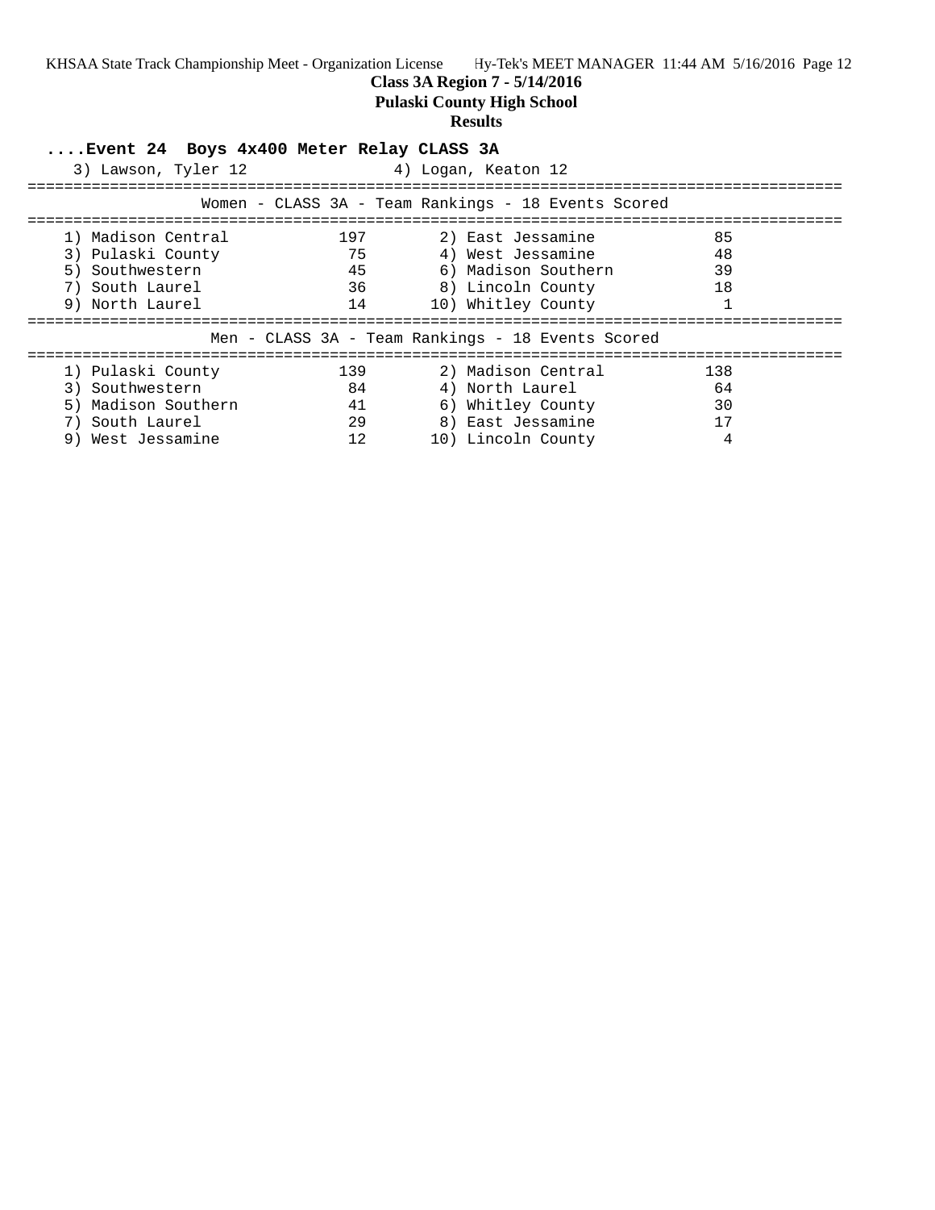**Class 3A Region 7 - 5/14/2016**

**Pulaski County High School**

**Results**

### ....Event 24 Boys 4x400 Meter Relay CLASS 3A

3) Lawson, Tyler 12 4) Logan, Keaton 12

**Women - CLASS 3A - Team Rankings - 18 Events Scored**

| | | | |
|---|---|---|---|
| 1) Madison Central | 197 | 2) East Jessamine | 85 |
| 3) Pulaski County | 75 | 4) West Jessamine | 48 |
| 5) Southwestern | 45 | 6) Madison Southern | 39 |
| 7) South Laurel | 36 | 8) Lincoln County | 18 |
| 9) North Laurel | 14 | 10) Whitley County | 1 |

**Men - CLASS 3A - Team Rankings - 18 Events Scored**

| | | | |
|---|---|---|---|
| 1) Pulaski County | 139 | 2) Madison Central | 138 |
| 3) Southwestern | 84 | 4) North Laurel | 64 |
| 5) Madison Southern | 41 | 6) Whitley County | 30 |
| 7) South Laurel | 29 | 8) East Jessamine | 17 |
| 9) West Jessamine | 12 | 10) Lincoln County | 4 |